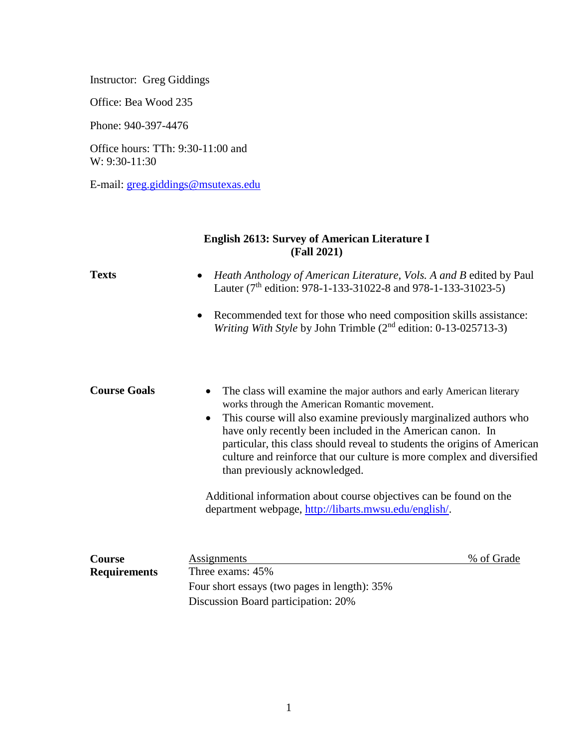Instructor: Greg Giddings

Office: Bea Wood 235

Phone: 940-397-4476

Office hours: TTh: 9:30-11:00 and
W: 9:30-11:30

E-mail: [greg.giddings@msutexas.edu](mailto:greg.giddings@msutexas.edu)

## English 2613: Survey of American Literature I
## (Fall 2021)

**Texts**

- *Heath Anthology of American Literature, Vols. A and B* edited by Paul Lauter (7th edition: 978-1-133-31022-8 and 978-1-133-31023-5)
- Recommended text for those who need composition skills assistance: *Writing With Style* by John Trimble (2nd edition: 0-13-025713-3)

**Course Goals**

- The class will examine the major authors and early American literary works through the American Romantic movement.
- This course will also examine previously marginalized authors who have only recently been included in the American canon. In particular, this class should reveal to students the origins of American culture and reinforce that our culture is more complex and diversified than previously acknowledged.

Additional information about course objectives can be found on the department webpage, [http://libarts.mwsu.edu/english/](http://libarts.mwsu.edu/english/).

**Course Requirements**

| Assignments | % of Grade |
|---|---|
| Three exams: 45% | |
| Four short essays (two pages in length): 35% | |
| Discussion Board participation: 20% | |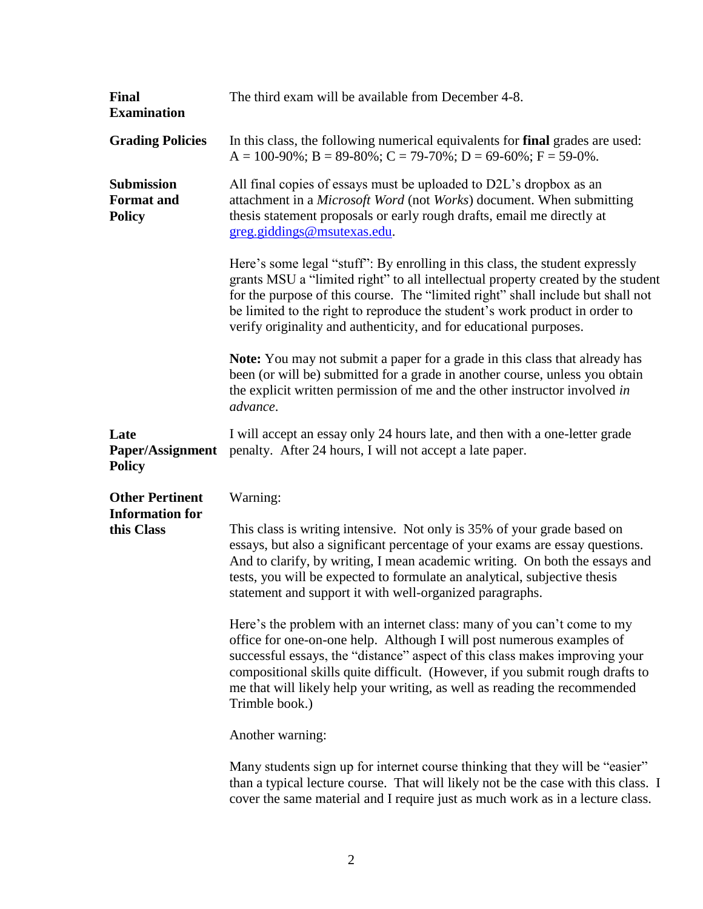**Final Examination**

The third exam will be available from December 4-8.

**Grading Policies**

In this class, the following numerical equivalents for **final** grades are used: A = 100-90%; B = 89-80%; C = 79-70%; D = 69-60%; F = 59-0%.

**Submission Format and Policy**

All final copies of essays must be uploaded to D2L's dropbox as an attachment in a *Microsoft Word* (not *Works*) document. When submitting thesis statement proposals or early rough drafts, email me directly at greg.giddings@msutexas.edu.

Here's some legal "stuff": By enrolling in this class, the student expressly grants MSU a "limited right" to all intellectual property created by the student for the purpose of this course. The "limited right" shall include but shall not be limited to the right to reproduce the student's work product in order to verify originality and authenticity, and for educational purposes.

**Note:** You may not submit a paper for a grade in this class that already has been (or will be) submitted for a grade in another course, unless you obtain the explicit written permission of me and the other instructor involved *in advance*.

**Late Paper/Assignment Policy**

I will accept an essay only 24 hours late, and then with a one-letter grade penalty. After 24 hours, I will not accept a late paper.

**Other Pertinent Information for this Class**

Warning:

This class is writing intensive. Not only is 35% of your grade based on essays, but also a significant percentage of your exams are essay questions. And to clarify, by writing, I mean academic writing. On both the essays and tests, you will be expected to formulate an analytical, subjective thesis statement and support it with well-organized paragraphs.

Here's the problem with an internet class: many of you can't come to my office for one-on-one help. Although I will post numerous examples of successful essays, the "distance" aspect of this class makes improving your compositional skills quite difficult. (However, if you submit rough drafts to me that will likely help your writing, as well as reading the recommended Trimble book.)

Another warning:

Many students sign up for internet course thinking that they will be "easier" than a typical lecture course. That will likely not be the case with this class. I cover the same material and I require just as much work as in a lecture class.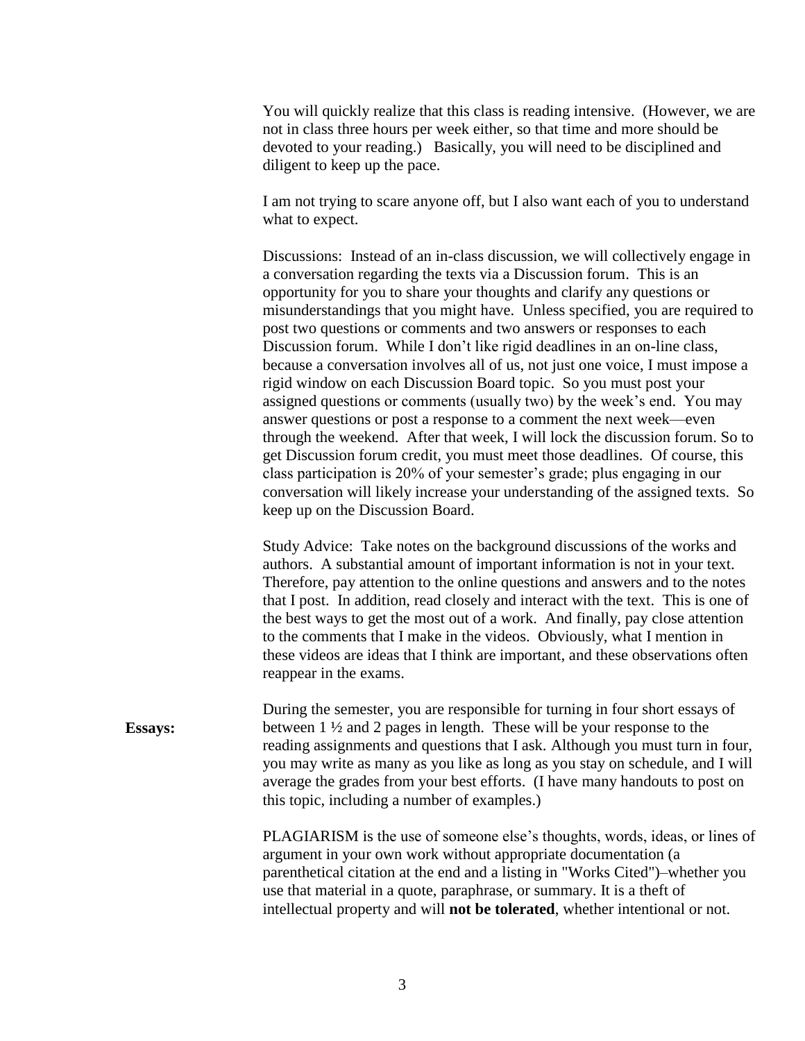You will quickly realize that this class is reading intensive. (However, we are not in class three hours per week either, so that time and more should be devoted to your reading.) Basically, you will need to be disciplined and diligent to keep up the pace.

I am not trying to scare anyone off, but I also want each of you to understand what to expect.

Discussions: Instead of an in-class discussion, we will collectively engage in a conversation regarding the texts via a Discussion forum. This is an opportunity for you to share your thoughts and clarify any questions or misunderstandings that you might have. Unless specified, you are required to post two questions or comments and two answers or responses to each Discussion forum. While I don't like rigid deadlines in an on-line class, because a conversation involves all of us, not just one voice, I must impose a rigid window on each Discussion Board topic. So you must post your assigned questions or comments (usually two) by the week's end. You may answer questions or post a response to a comment the next week—even through the weekend. After that week, I will lock the discussion forum. So to get Discussion forum credit, you must meet those deadlines. Of course, this class participation is 20% of your semester's grade; plus engaging in our conversation will likely increase your understanding of the assigned texts. So keep up on the Discussion Board.

Study Advice: Take notes on the background discussions of the works and authors. A substantial amount of important information is not in your text. Therefore, pay attention to the online questions and answers and to the notes that I post. In addition, read closely and interact with the text. This is one of the best ways to get the most out of a work. And finally, pay close attention to the comments that I make in the videos. Obviously, what I mention in these videos are ideas that I think are important, and these observations often reappear in the exams.

**Essays:**

During the semester, you are responsible for turning in four short essays of between 1 ½ and 2 pages in length. These will be your response to the reading assignments and questions that I ask. Although you must turn in four, you may write as many as you like as long as you stay on schedule, and I will average the grades from your best efforts. (I have many handouts to post on this topic, including a number of examples.)

PLAGIARISM is the use of someone else's thoughts, words, ideas, or lines of argument in your own work without appropriate documentation (a parenthetical citation at the end and a listing in "Works Cited")–whether you use that material in a quote, paraphrase, or summary. It is a theft of intellectual property and will **not be tolerated**, whether intentional or not.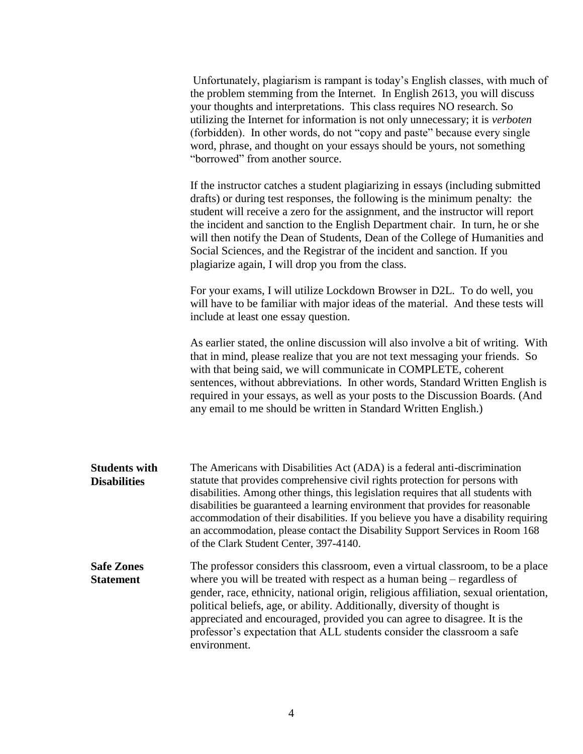Unfortunately, plagiarism is rampant is today's English classes, with much of the problem stemming from the Internet. In English 2613, you will discuss your thoughts and interpretations. This class requires NO research. So utilizing the Internet for information is not only unnecessary; it is *verboten* (forbidden). In other words, do not "copy and paste" because every single word, phrase, and thought on your essays should be yours, not something "borrowed" from another source.

If the instructor catches a student plagiarizing in essays (including submitted drafts) or during test responses, the following is the minimum penalty: the student will receive a zero for the assignment, and the instructor will report the incident and sanction to the English Department chair. In turn, he or she will then notify the Dean of Students, Dean of the College of Humanities and Social Sciences, and the Registrar of the incident and sanction. If you plagiarize again, I will drop you from the class.

For your exams, I will utilize Lockdown Browser in D2L. To do well, you will have to be familiar with major ideas of the material. And these tests will include at least one essay question.

As earlier stated, the online discussion will also involve a bit of writing. With that in mind, please realize that you are not text messaging your friends. So with that being said, we will communicate in COMPLETE, coherent sentences, without abbreviations. In other words, Standard Written English is required in your essays, as well as your posts to the Discussion Boards. (And any email to me should be written in Standard Written English.)

**Students with Disabilities**

The Americans with Disabilities Act (ADA) is a federal anti-discrimination statute that provides comprehensive civil rights protection for persons with disabilities. Among other things, this legislation requires that all students with disabilities be guaranteed a learning environment that provides for reasonable accommodation of their disabilities. If you believe you have a disability requiring an accommodation, please contact the Disability Support Services in Room 168 of the Clark Student Center, 397-4140.

**Safe Zones Statement**

The professor considers this classroom, even a virtual classroom, to be a place where you will be treated with respect as a human being – regardless of gender, race, ethnicity, national origin, religious affiliation, sexual orientation, political beliefs, age, or ability. Additionally, diversity of thought is appreciated and encouraged, provided you can agree to disagree. It is the professor's expectation that ALL students consider the classroom a safe environment.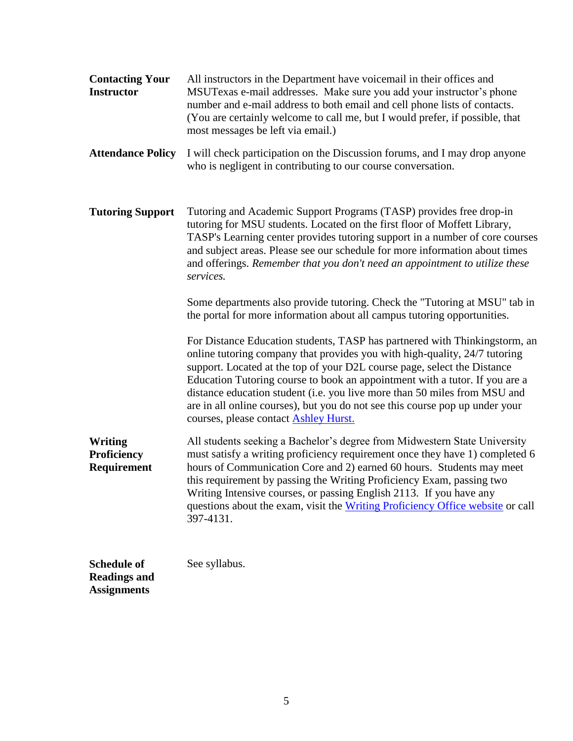**Contacting Your Instructor**

All instructors in the Department have voicemail in their offices and MSUTexas e-mail addresses. Make sure you add your instructor's phone number and e-mail address to both email and cell phone lists of contacts. (You are certainly welcome to call me, but I would prefer, if possible, that most messages be left via email.)

**Attendance Policy**

I will check participation on the Discussion forums, and I may drop anyone who is negligent in contributing to our course conversation.

**Tutoring Support**

Tutoring and Academic Support Programs (TASP) provides free drop-in tutoring for MSU students. Located on the first floor of Moffett Library, TASP's Learning center provides tutoring support in a number of core courses and subject areas. Please see our schedule for more information about times and offerings. *Remember that you don't need an appointment to utilize these services.*

Some departments also provide tutoring. Check the "Tutoring at MSU" tab in the portal for more information about all campus tutoring opportunities.

For Distance Education students, TASP has partnered with Thinkingstorm, an online tutoring company that provides you with high-quality, 24/7 tutoring support. Located at the top of your D2L course page, select the Distance Education Tutoring course to book an appointment with a tutor. If you are a distance education student (i.e. you live more than 50 miles from MSU and are in all online courses), but you do not see this course pop up under your courses, please contact Ashley Hurst.

**Writing Proficiency Requirement**

All students seeking a Bachelor's degree from Midwestern State University must satisfy a writing proficiency requirement once they have 1) completed 6 hours of Communication Core and 2) earned 60 hours. Students may meet this requirement by passing the Writing Proficiency Exam, passing two Writing Intensive courses, or passing English 2113. If you have any questions about the exam, visit the Writing Proficiency Office website or call 397-4131.

**Schedule of Readings and Assignments**

See syllabus.